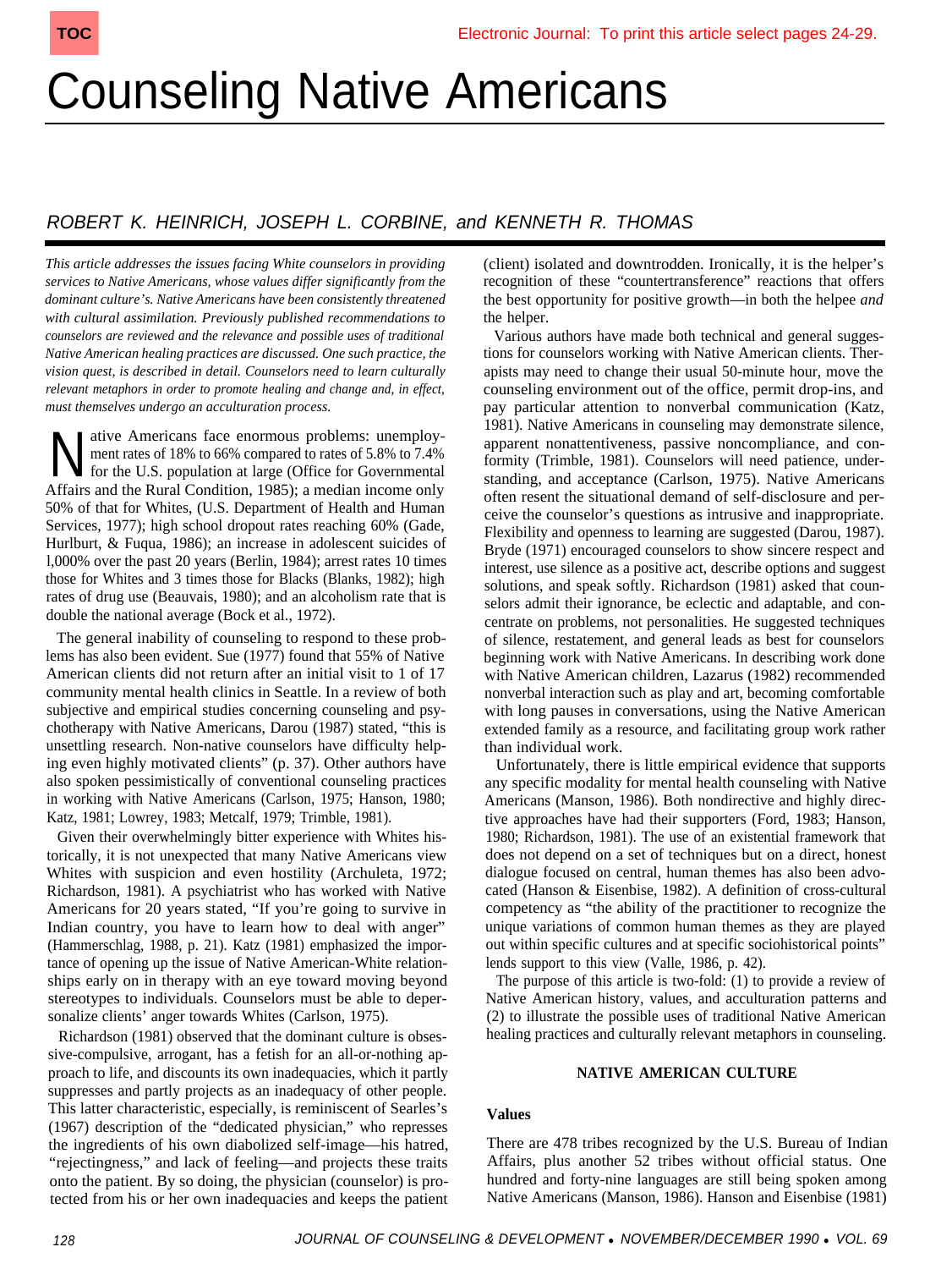# Counseling Native Americans

*ROBERT K. HEINRICH, JOSEPH L. CORBINE, and KENNETH R. THOMAS*

*This article addresses the issues facing White counselors in providing services to Native Americans, whose values differ significantly from the dominant culture's. Native Americans have been consistently threatened with cultural assimilation. Previously published recommendations to counselors are reviewed and the relevance and possible uses of traditional Native American healing practices are discussed. One such practice, the vision quest, is described in detail. Counselors need to learn culturally relevant metaphors in order to promote healing and change and, in effect, must themselves undergo an acculturation process.*

Native Americans face enormous problems: unemployment rates of 18% to 66% compared to rates of 5.8% to 7.4% for the U.S. population at large (Office for Governmental Affairs and the Rural Condition, 1985); a median income only 50% of that for Whites, (U.S. Department of Health and Human Services, 1977); high school dropout rates reaching 60% (Gade, Hurlburt, & Fuqua, 1986); an increase in adolescent suicides of 1,000% over the past 20 years (Berlin, 1984); arrest rates 10 times those for Whites and 3 times those for Blacks (Blanks, 1982); high rates of drug use (Beauvais, 1980); and an alcoholism rate that is double the national average (Bock et al., 1972).

The general inability of counseling to respond to these problems has also been evident. Sue (1977) found that 55% of Native American clients did not return after an initial visit to 1 of 17 community mental health clinics in Seattle. In a review of both subjective and empirical studies concerning counseling and psychotherapy with Native Americans, Darou (1987) stated, "this is unsettling research. Non-native counselors have difficulty helping even highly motivated clients" (p. 37). Other authors have also spoken pessimistically of conventional counseling practices in working with Native Americans (Carlson, 1975; Hanson, 1980; Katz, 1981; Lowrey, 1983; Metcalf, 1979; Trimble, 1981).

Given their overwhelmingly bitter experience with Whites historically, it is not unexpected that many Native Americans view Whites with suspicion and even hostility (Archuleta, 1972; Richardson, 1981). A psychiatrist who has worked with Native Americans for 20 years stated, "If you're going to survive in Indian country, you have to learn how to deal with anger" (Hammerschlag, 1988, p. 21). Katz (1981) emphasized the importance of opening up the issue of Native American-White relationships early on in therapy with an eye toward moving beyond stereotypes to individuals. Counselors must be able to depersonalize clients' anger towards Whites (Carlson, 1975).

Richardson (1981) observed that the dominant culture is obsessive-compulsive, arrogant, has a fetish for an all-or-nothing approach to life, and discounts its own inadequacies, which it partly suppresses and partly projects as an inadequacy of other people. This latter characteristic, especially, is reminiscent of Searles's (1967) description of the "dedicated physician," who represses the ingredients of his own diabolized self-image—his hatred, "rejectingness," and lack of feeling—and projects these traits onto the patient. By so doing, the physician (counselor) is protected from his or her own inadequacies and keeps the patient (client) isolated and downtrodden. Ironically, it is the helper's recognition of these "countertransference" reactions that offers the best opportunity for positive growth—in both the helpee *and* the helper.

Various authors have made both technical and general suggestions for counselors working with Native American clients. Therapists may need to change their usual 50-minute hour, move the counseling environment out of the office, permit drop-ins, and pay particular attention to nonverbal communication (Katz, 1981). Native Americans in counseling may demonstrate silence, apparent nonattentiveness, passive noncompliance, and conformity (Trimble, 1981). Counselors will need patience, understanding, and acceptance (Carlson, 1975). Native Americans often resent the situational demand of self-disclosure and perceive the counselor's questions as intrusive and inappropriate. Flexibility and openness to learning are suggested (Darou, 1987). Bryde (1971) encouraged counselors to show sincere respect and interest, use silence as a positive act, describe options and suggest solutions, and speak softly. Richardson (1981) asked that counselors admit their ignorance, be eclectic and adaptable, and concentrate on problems, not personalities. He suggested techniques of silence, restatement, and general leads as best for counselors beginning work with Native Americans. In describing work done with Native American children, Lazarus (1982) recommended nonverbal interaction such as play and art, becoming comfortable with long pauses in conversations, using the Native American extended family as a resource, and facilitating group work rather than individual work.

Unfortunately, there is little empirical evidence that supports any specific modality for mental health counseling with Native Americans (Manson, 1986). Both nondirective and highly directive approaches have had their supporters (Ford, 1983; Hanson, 1980; Richardson, 1981). The use of an existential framework that does not depend on a set of techniques but on a direct, honest dialogue focused on central, human themes has also been advocated (Hanson & Eisenbise, 1982). A definition of cross-cultural competency as "the ability of the practitioner to recognize the unique variations of common human themes as they are played out within specific cultures and at specific sociohistorical points" lends support to this view (Valle, 1986, p. 42).

The purpose of this article is two-fold: (1) to provide a review of Native American history, values, and acculturation patterns and (2) to illustrate the possible uses of traditional Native American healing practices and culturally relevant metaphors in counseling.

## NATIVE AMERICAN CULTURE

### Values

There are 478 tribes recognized by the U.S. Bureau of Indian Affairs, plus another 52 tribes without official status. One hundred and forty-nine languages are still being spoken among Native Americans (Manson, 1986). Hanson and Eisenbise (1981)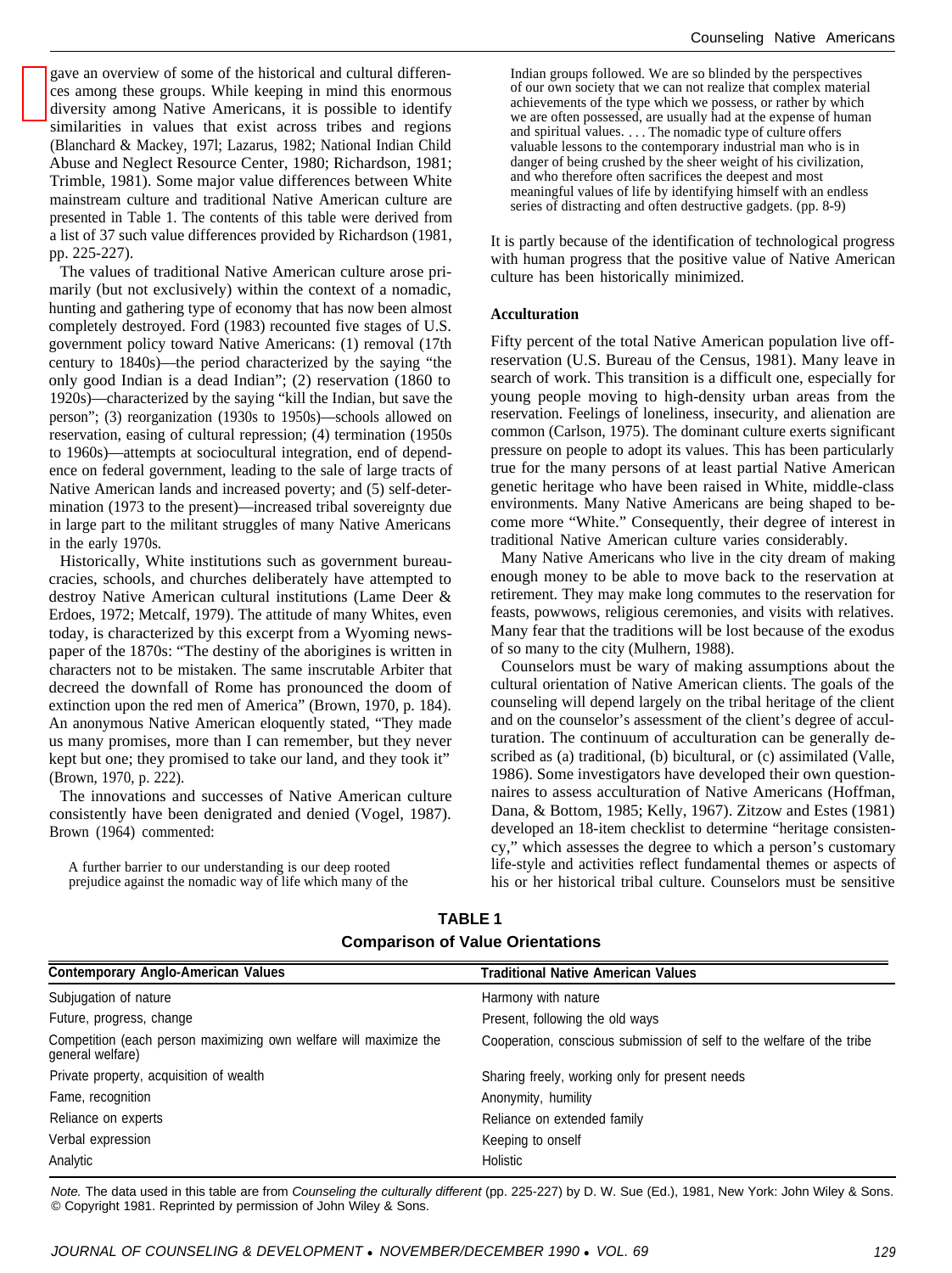gave an overview of some of the historical and cultural differences among these groups. While keeping in mind this enormous diversity among Native Americans, it is possible to identify similarities in values that exist across tribes and regions (Blanchard & Mackey, 197l; Lazarus, 1982; National Indian Child Abuse and Neglect Resource Center, 1980; Richardson, 1981; Trimble, 1981). Some major value differences between White mainstream culture and traditional Native American culture are presented in Table 1. The contents of this table were derived from a list of 37 such value differences provided by Richardson (1981, pp. 225-227).

The values of traditional Native American culture arose primarily (but not exclusively) within the context of a nomadic, hunting and gathering type of economy that has now been almost completely destroyed. Ford (1983) recounted five stages of U.S. government policy toward Native Americans: (1) removal (17th century to 1840s)—the period characterized by the saying "the only good Indian is a dead Indian"; (2) reservation (1860 to 1920s)—characterized by the saying "kill the Indian, but save the person"; (3) reorganization (1930s to 1950s)—schools allowed on reservation, easing of cultural repression; (4) termination (1950s to 1960s)—attempts at sociocultural integration, end of dependence on federal government, leading to the sale of large tracts of Native American lands and increased poverty; and (5) self-determination (1973 to the present)—increased tribal sovereignty due in large part to the militant struggles of many Native Americans in the early 1970s.

Historically, White institutions such as government bureaucracies, schools, and churches deliberately have attempted to destroy Native American cultural institutions (Lame Deer & Erdoes, 1972; Metcalf, 1979). The attitude of many Whites, even today, is characterized by this excerpt from a Wyoming newspaper of the 1870s: "The destiny of the aborigines is written in characters not to be mistaken. The same inscrutable Arbiter that decreed the downfall of Rome has pronounced the doom of extinction upon the red men of America" (Brown, 1970, p. 184). An anonymous Native American eloquently stated, "They made us many promises, more than I can remember, but they never kept but one; they promised to take our land, and they took it" (Brown, 1970, p. 222).

The innovations and successes of Native American culture consistently have been denigrated and denied (Vogel, 1987). Brown (1964) commented:

> A further barrier to our understanding is our deep rooted prejudice against the nomadic way of life which many of the Indian groups followed. We are so blinded by the perspectives of our own society that we can not realize that complex material achievements of the type which we possess, or rather by which we are often possessed, are usually had at the expense of human and spiritual values. . . . The nomadic type of culture offers valuable lessons to the contemporary industrial man who is in danger of being crushed by the sheer weight of his civilization, and who therefore often sacrifices the deepest and most meaningful values of life by identifying himself with an endless series of distracting and often destructive gadgets. (pp. 8-9)

It is partly because of the identification of technological progress with human progress that the positive value of Native American culture has been historically minimized.

### Acculturation

Fifty percent of the total Native American population live off-reservation (U.S. Bureau of the Census, 1981). Many leave in search of work. This transition is a difficult one, especially for young people moving to high-density urban areas from the reservation. Feelings of loneliness, insecurity, and alienation are common (Carlson, 1975). The dominant culture exerts significant pressure on people to adopt its values. This has been particularly true for the many persons of at least partial Native American genetic heritage who have been raised in White, middle-class environments. Many Native Americans are being shaped to become more "White." Consequently, their degree of interest in traditional Native American culture varies considerably.

Many Native Americans who live in the city dream of making enough money to be able to move back to the reservation at retirement. They may make long commutes to the reservation for feasts, powwows, religious ceremonies, and visits with relatives. Many fear that the traditions will be lost because of the exodus of so many to the city (Mulhern, 1988).

Counselors must be wary of making assumptions about the cultural orientation of Native American clients. The goals of the counseling will depend largely on the tribal heritage of the client and on the counselor's assessment of the client's degree of acculturation. The continuum of acculturation can be generally described as (a) traditional, (b) bicultural, or (c) assimilated (Valle, 1986). Some investigators have developed their own questionnaires to assess acculturation of Native Americans (Hoffman, Dana, & Bottom, 1985; Kelly, 1967). Zitzow and Estes (1981) developed an 18-item checklist to determine "heritage consistency," which assesses the degree to which a person's customary life-style and activities reflect fundamental themes or aspects of his or her historical tribal culture. Counselors must be sensitive

**TABLE 1**
**Comparison of Value Orientations**

| Contemporary Anglo-American Values | Traditional Native American Values |
|---|---|
| Subjugation of nature | Harmony with nature |
| Future, progress, change | Present, following the old ways |
| Competition (each person maximizing own welfare will maximize the general welfare) | Cooperation, conscious submission of self to the welfare of the tribe |
| Private property, acquisition of wealth | Sharing freely, working only for present needs |
| Fame, recognition | Anonymity, humility |
| Reliance on experts | Reliance on extended family |
| Verbal expression | Keeping to onself |
| Analytic | Holistic |

*Note.* The data used in this table are from *Counseling the culturally different* (pp. 225-227) by D. W. Sue (Ed.), 1981, New York: John Wiley & Sons. © Copyright 1981. Reprinted by permission of John Wiley & Sons.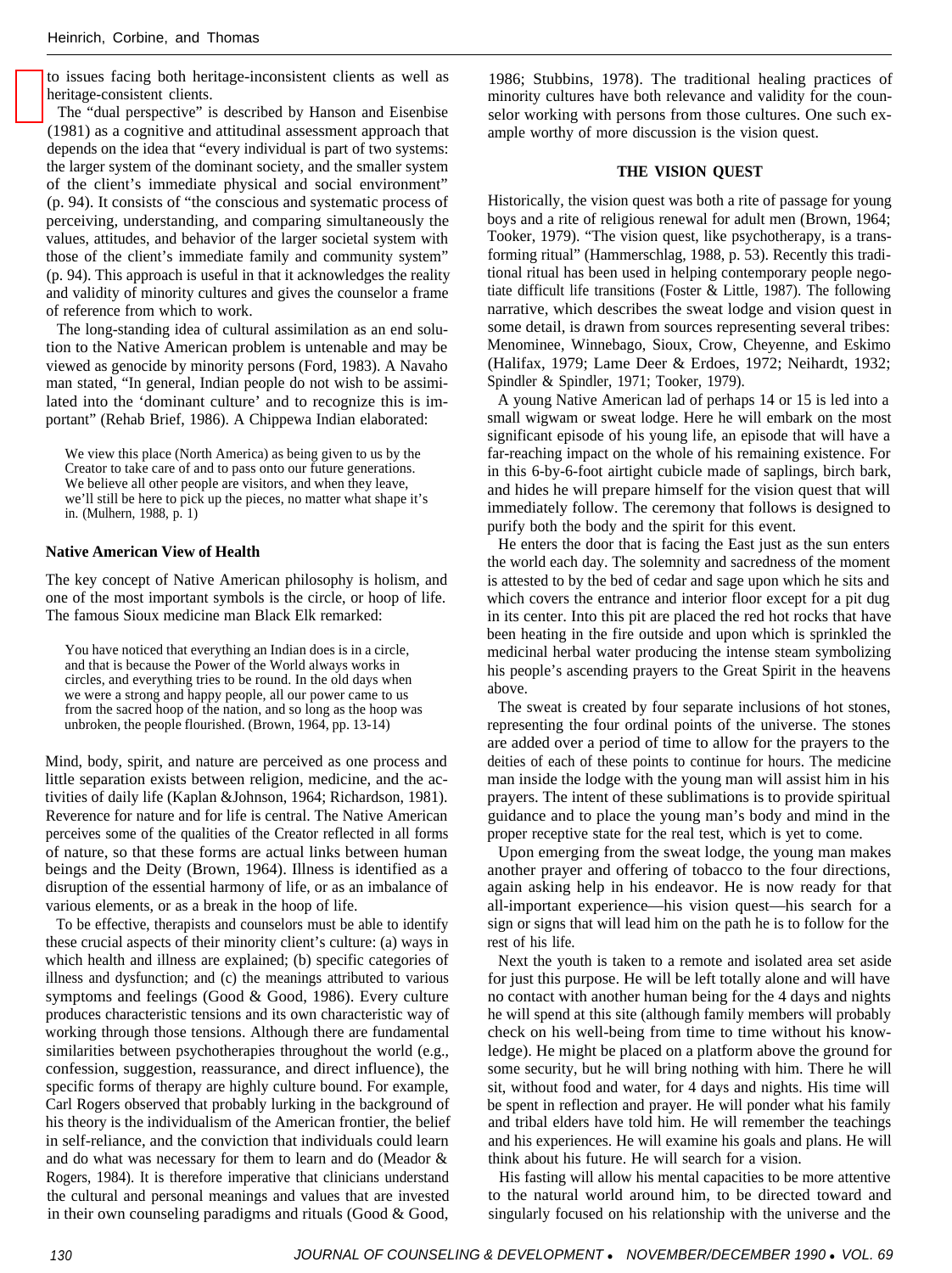to issues facing both heritage-inconsistent clients as well as heritage-consistent clients.

The "dual perspective" is described by Hanson and Eisenbise (1981) as a cognitive and attitudinal assessment approach that depends on the idea that "every individual is part of two systems: the larger system of the dominant society, and the smaller system of the client's immediate physical and social environment" (p. 94). It consists of "the conscious and systematic process of perceiving, understanding, and comparing simultaneously the values, attitudes, and behavior of the larger societal system with those of the client's immediate family and community system" (p. 94). This approach is useful in that it acknowledges the reality and validity of minority cultures and gives the counselor a frame of reference from which to work.

The long-standing idea of cultural assimilation as an end solution to the Native American problem is untenable and may be viewed as genocide by minority persons (Ford, 1983). A Navaho man stated, "In general, Indian people do not wish to be assimilated into the 'dominant culture' and to recognize this is important" (Rehab Brief, 1986). A Chippewa Indian elaborated:

> We view this place (North America) as being given to us by the Creator to take care of and to pass onto our future generations. We believe all other people are visitors, and when they leave, we'll still be here to pick up the pieces, no matter what shape it's in. (Mulhern, 1988, p. 1)

### Native American View of Health

The key concept of Native American philosophy is holism, and one of the most important symbols is the circle, or hoop of life. The famous Sioux medicine man Black Elk remarked:

> You have noticed that everything an Indian does is in a circle, and that is because the Power of the World always works in circles, and everything tries to be round. In the old days when we were a strong and happy people, all our power came to us from the sacred hoop of the nation, and so long as the hoop was unbroken, the people flourished. (Brown, 1964, pp. 13-14)

Mind, body, spirit, and nature are perceived as one process and little separation exists between religion, medicine, and the activities of daily life (Kaplan &Johnson, 1964; Richardson, 1981). Reverence for nature and for life is central. The Native American perceives some of the qualities of the Creator reflected in all forms of nature, so that these forms are actual links between human beings and the Deity (Brown, 1964). Illness is identified as a disruption of the essential harmony of life, or as an imbalance of various elements, or as a break in the hoop of life.

To be effective, therapists and counselors must be able to identify these crucial aspects of their minority client's culture: (a) ways in which health and illness are explained; (b) specific categories of illness and dysfunction; and (c) the meanings attributed to various symptoms and feelings (Good & Good, 1986). Every culture produces characteristic tensions and its own characteristic way of working through those tensions. Although there are fundamental similarities between psychotherapies throughout the world (e.g., confession, suggestion, reassurance, and direct influence), the specific forms of therapy are highly culture bound. For example, Carl Rogers observed that probably lurking in the background of his theory is the individualism of the American frontier, the belief in self-reliance, and the conviction that individuals could learn and do what was necessary for them to learn and do (Meador & Rogers, 1984). It is therefore imperative that clinicians understand the cultural and personal meanings and values that are invested in their own counseling paradigms and rituals (Good & Good, 1986; Stubbins, 1978). The traditional healing practices of minority cultures have both relevance and validity for the counselor working with persons from those cultures. One such example worthy of more discussion is the vision quest.

## THE VISION QUEST

Historically, the vision quest was both a rite of passage for young boys and a rite of religious renewal for adult men (Brown, 1964; Tooker, 1979). "The vision quest, like psychotherapy, is a transforming ritual" (Hammerschlag, 1988, p. 53). Recently this traditional ritual has been used in helping contemporary people negotiate difficult life transitions (Foster & Little, 1987). The following narrative, which describes the sweat lodge and vision quest in some detail, is drawn from sources representing several tribes: Menominee, Winnebago, Sioux, Crow, Cheyenne, and Eskimo (Halifax, 1979; Lame Deer & Erdoes, 1972; Neihardt, 1932; Spindler & Spindler, 1971; Tooker, 1979).

A young Native American lad of perhaps 14 or 15 is led into a small wigwam or sweat lodge. Here he will embark on the most significant episode of his young life, an episode that will have a far-reaching impact on the whole of his remaining existence. For in this 6-by-6-foot airtight cubicle made of saplings, birch bark, and hides he will prepare himself for the vision quest that will immediately follow. The ceremony that follows is designed to purify both the body and the spirit for this event.

He enters the door that is facing the East just as the sun enters the world each day. The solemnity and sacredness of the moment is attested to by the bed of cedar and sage upon which he sits and which covers the entrance and interior floor except for a pit dug in its center. Into this pit are placed the red hot rocks that have been heating in the fire outside and upon which is sprinkled the medicinal herbal water producing the intense steam symbolizing his people's ascending prayers to the Great Spirit in the heavens above.

The sweat is created by four separate inclusions of hot stones, representing the four ordinal points of the universe. The stones are added over a period of time to allow for the prayers to the deities of each of these points to continue for hours. The medicine man inside the lodge with the young man will assist him in his prayers. The intent of these sublimations is to provide spiritual guidance and to place the young man's body and mind in the proper receptive state for the real test, which is yet to come.

Upon emerging from the sweat lodge, the young man makes another prayer and offering of tobacco to the four directions, again asking help in his endeavor. He is now ready for that all-important experience—his vision quest—his search for a sign or signs that will lead him on the path he is to follow for the rest of his life.

Next the youth is taken to a remote and isolated area set aside for just this purpose. He will be left totally alone and will have no contact with another human being for the 4 days and nights he will spend at this site (although family members will probably check on his well-being from time to time without his knowledge). He might be placed on a platform above the ground for some security, but he will bring nothing with him. There he will sit, without food and water, for 4 days and nights. His time will be spent in reflection and prayer. He will ponder what his family and tribal elders have told him. He will remember the teachings and his experiences. He will examine his goals and plans. He will think about his future. He will search for a vision.

His fasting will allow his mental capacities to be more attentive to the natural world around him, to be directed toward and singularly focused on his relationship with the universe and the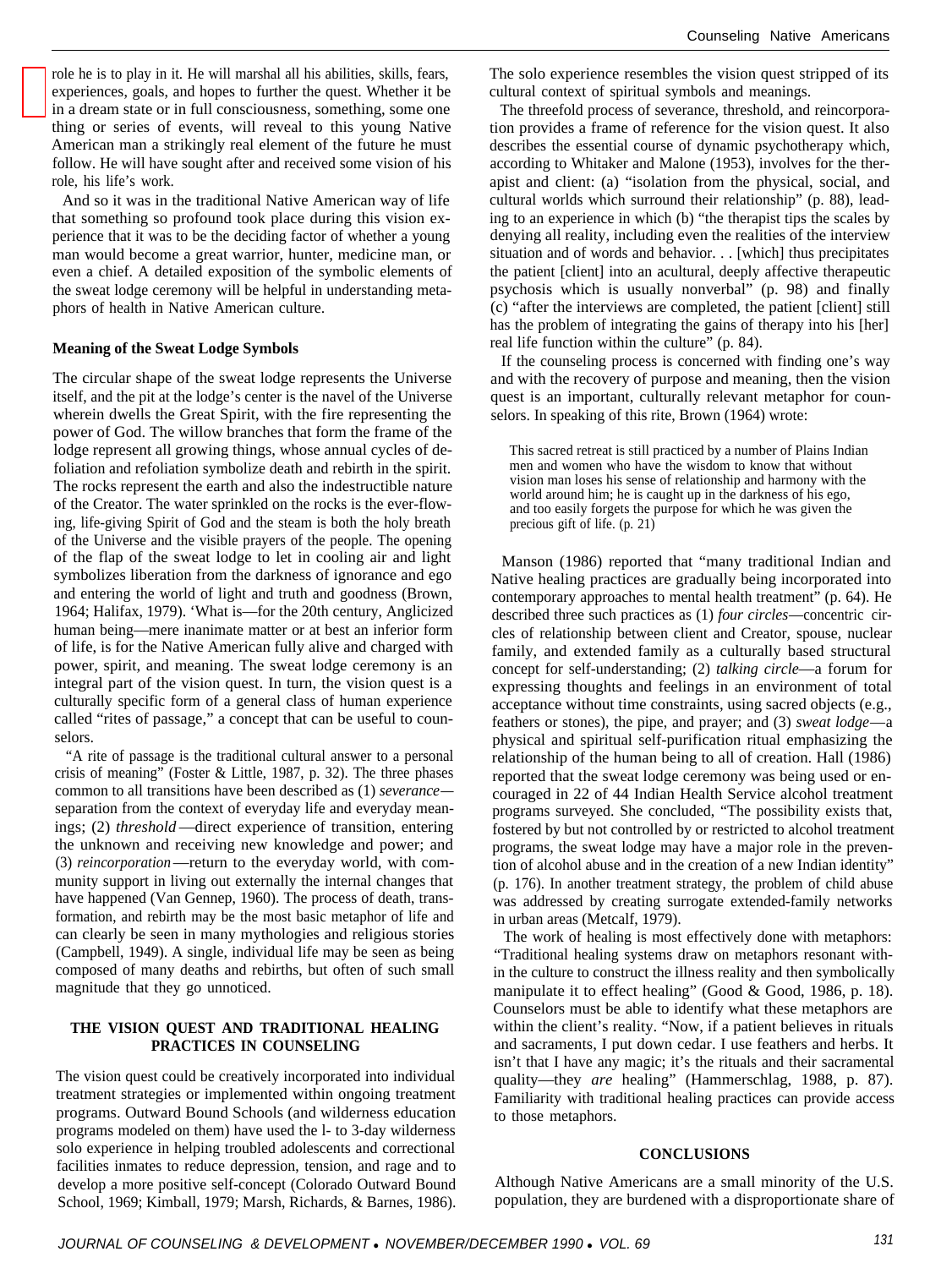role he is to play in it. He will marshal all his abilities, skills, fears, experiences, goals, and hopes to further the quest. Whether it be in a dream state or in full consciousness, something, some one thing or series of events, will reveal to this young Native American man a strikingly real element of the future he must follow. He will have sought after and received some vision of his role, his life's work.

And so it was in the traditional Native American way of life that something so profound took place during this vision experience that it was to be the deciding factor of whether a young man would become a great warrior, hunter, medicine man, or even a chief. A detailed exposition of the symbolic elements of the sweat lodge ceremony will be helpful in understanding metaphors of health in Native American culture.

### Meaning of the Sweat Lodge Symbols

The circular shape of the sweat lodge represents the Universe itself, and the pit at the lodge's center is the navel of the Universe wherein dwells the Great Spirit, with the fire representing the power of God. The willow branches that form the frame of the lodge represent all growing things, whose annual cycles of defoliation and refoliation symbolize death and rebirth in the spirit. The rocks represent the earth and also the indestructible nature of the Creator. The water sprinkled on the rocks is the ever-flowing, life-giving Spirit of God and the steam is both the holy breath of the Universe and the visible prayers of the people. The opening of the flap of the sweat lodge to let in cooling air and light symbolizes liberation from the darkness of ignorance and ego and entering the world of light and truth and goodness (Brown, 1964; Halifax, 1979). 'What is—for the 20th century, Anglicized human being—mere inanimate matter or at best an inferior form of life, is for the Native American fully alive and charged with power, spirit, and meaning. The sweat lodge ceremony is an integral part of the vision quest. In turn, the vision quest is a culturally specific form of a general class of human experience called "rites of passage," a concept that can be useful to counselors.

"A rite of passage is the traditional cultural answer to a personal crisis of meaning" (Foster & Little, 1987, p. 32). The three phases common to all transitions have been described as (1) *severance*—separation from the context of everyday life and everyday meanings; (2) *threshold*—direct experience of transition, entering the unknown and receiving new knowledge and power; and (3) *reincorporation*—return to the everyday world, with community support in living out externally the internal changes that have happened (Van Gennep, 1960). The process of death, transformation, and rebirth may be the most basic metaphor of life and can clearly be seen in many mythologies and religious stories (Campbell, 1949). A single, individual life may be seen as being composed of many deaths and rebirths, but often of such small magnitude that they go unnoticed.

## THE VISION QUEST AND TRADITIONAL HEALING PRACTICES IN COUNSELING

The vision quest could be creatively incorporated into individual treatment strategies or implemented within ongoing treatment programs. Outward Bound Schools (and wilderness education programs modeled on them) have used the l- to 3-day wilderness solo experience in helping troubled adolescents and correctional facilities inmates to reduce depression, tension, and rage and to develop a more positive self-concept (Colorado Outward Bound School, 1969; Kimball, 1979; Marsh, Richards, & Barnes, 1986). The solo experience resembles the vision quest stripped of its cultural context of spiritual symbols and meanings.

The threefold process of severance, threshold, and reincorporation provides a frame of reference for the vision quest. It also describes the essential course of dynamic psychotherapy which, according to Whitaker and Malone (1953), involves for the therapist and client: (a) "isolation from the physical, social, and cultural worlds which surround their relationship" (p. 88), leading to an experience in which (b) "the therapist tips the scales by denying all reality, including even the realities of the interview situation and of words and behavior. . . [which] thus precipitates the patient [client] into an acultural, deeply affective therapeutic psychosis which is usually nonverbal" (p. 98) and finally (c) "after the interviews are completed, the patient [client] still has the problem of integrating the gains of therapy into his [her] real life function within the culture" (p. 84).

If the counseling process is concerned with finding one's way and with the recovery of purpose and meaning, then the vision quest is an important, culturally relevant metaphor for counselors. In speaking of this rite, Brown (1964) wrote:

> This sacred retreat is still practiced by a number of Plains Indian men and women who have the wisdom to know that without vision man loses his sense of relationship and harmony with the world around him; he is caught up in the darkness of his ego, and too easily forgets the purpose for which he was given the precious gift of life. (p. 21)

Manson (1986) reported that "many traditional Indian and Native healing practices are gradually being incorporated into contemporary approaches to mental health treatment" (p. 64). He described three such practices as (1) *four circles*—concentric circles of relationship between client and Creator, spouse, nuclear family, and extended family as a culturally based structural concept for self-understanding; (2) *talking circle*—a forum for expressing thoughts and feelings in an environment of total acceptance without time constraints, using sacred objects (e.g., feathers or stones), the pipe, and prayer; and (3) *sweat lodge*—a physical and spiritual self-purification ritual emphasizing the relationship of the human being to all of creation. Hall (1986) reported that the sweat lodge ceremony was being used or encouraged in 22 of 44 Indian Health Service alcohol treatment programs surveyed. She concluded, "The possibility exists that, fostered by but not controlled by or restricted to alcohol treatment programs, the sweat lodge may have a major role in the prevention of alcohol abuse and in the creation of a new Indian identity" (p. 176). In another treatment strategy, the problem of child abuse was addressed by creating surrogate extended-family networks in urban areas (Metcalf, 1979).

The work of healing is most effectively done with metaphors: "Traditional healing systems draw on metaphors resonant within the culture to construct the illness reality and then symbolically manipulate it to effect healing" (Good & Good, 1986, p. 18). Counselors must be able to identify what these metaphors are within the client's reality. "Now, if a patient believes in rituals and sacraments, I put down cedar. I use feathers and herbs. It isn't that I have any magic; it's the rituals and their sacramental quality—they *are* healing" (Hammerschlag, 1988, p. 87). Familiarity with traditional healing practices can provide access to those metaphors.

## CONCLUSIONS

Although Native Americans are a small minority of the U.S. population, they are burdened with a disproportionate share of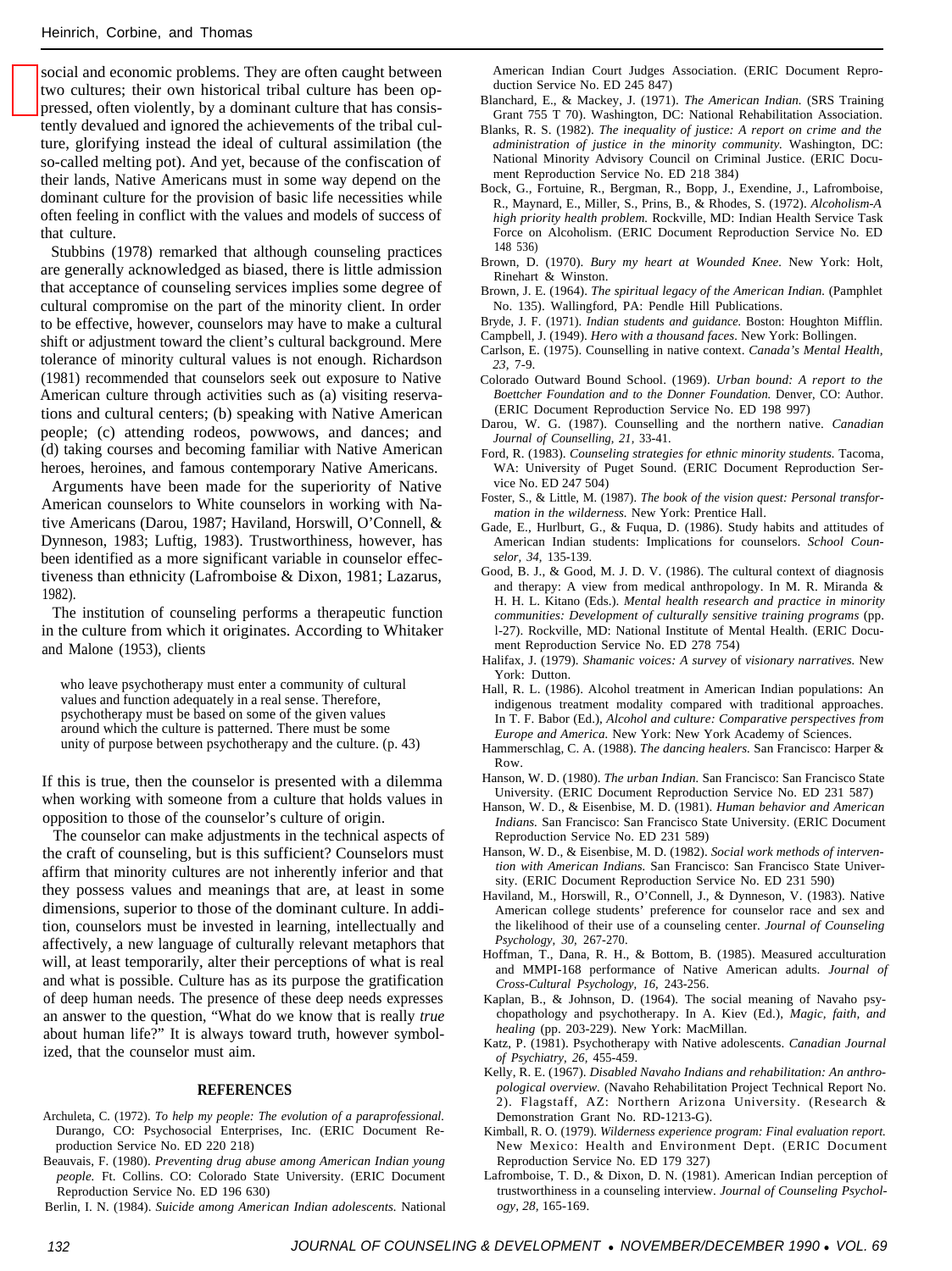social and economic problems. They are often caught between two cultures; their own historical tribal culture has been oppressed, often violently, by a dominant culture that has consistently devalued and ignored the achievements of the tribal culture, glorifying instead the ideal of cultural assimilation (the so-called melting pot). And yet, because of the confiscation of their lands, Native Americans must in some way depend on the dominant culture for the provision of basic life necessities while often feeling in conflict with the values and models of success of that culture.

Stubbins (1978) remarked that although counseling practices are generally acknowledged as biased, there is little admission that acceptance of counseling services implies some degree of cultural compromise on the part of the minority client. In order to be effective, however, counselors may have to make a cultural shift or adjustment toward the client's cultural background. Mere tolerance of minority cultural values is not enough. Richardson (1981) recommended that counselors seek out exposure to Native American culture through activities such as (a) visiting reservations and cultural centers; (b) speaking with Native American people; (c) attending rodeos, powwows, and dances; and (d) taking courses and becoming familiar with Native American heroes, heroines, and famous contemporary Native Americans.

Arguments have been made for the superiority of Native American counselors to White counselors in working with Native Americans (Darou, 1987; Haviland, Horswill, O'Connell, & Dynneson, 1983; Luftig, 1983). Trustworthiness, however, has been identified as a more significant variable in counselor effectiveness than ethnicity (Lafromboise & Dixon, 1981; Lazarus, 1982).

The institution of counseling performs a therapeutic function in the culture from which it originates. According to Whitaker and Malone (1953), clients

> who leave psychotherapy must enter a community of cultural values and function adequately in a real sense. Therefore, psychotherapy must be based on some of the given values around which the culture is patterned. There must be some unity of purpose between psychotherapy and the culture. (p. 43)

If this is true, then the counselor is presented with a dilemma when working with someone from a culture that holds values in opposition to those of the counselor's culture of origin.

The counselor can make adjustments in the technical aspects of the craft of counseling, but is this sufficient? Counselors must affirm that minority cultures are not inherently inferior and that they possess values and meanings that are, at least in some dimensions, superior to those of the dominant culture. In addition, counselors must be invested in learning, intellectually and affectively, a new language of culturally relevant metaphors that will, at least temporarily, alter their perceptions of what is real and what is possible. Culture has as its purpose the gratification of deep human needs. The presence of these deep needs expresses an answer to the question, "What do we know that is really *true* about human life?" It is always toward truth, however symbolized, that the counselor must aim.

## REFERENCES

Archuleta, C. (1972). *To help my people: The evolution of a paraprofessional.* Durango, CO: Psychosocial Enterprises, Inc. (ERIC Document Reproduction Service No. ED 220 218)

Beauvais, F. (1980). *Preventing drug abuse among American Indian young people.* Ft. Collins. CO: Colorado State University. (ERIC Document Reproduction Service No. ED 196 630)

Berlin, I. N. (1984). *Suicide among American Indian adolescents.* National American Indian Court Judges Association. (ERIC Document Reproduction Service No. ED 245 847)

Blanchard, E., & Mackey, J. (1971). *The American Indian.* (SRS Training Grant 755 T 70). Washington, DC: National Rehabilitation Association.

Blanks, R. S. (1982). *The inequality of justice: A report on crime and the administration of justice in the minority community.* Washington, DC: National Minority Advisory Council on Criminal Justice. (ERIC Document Reproduction Service No. ED 218 384)

Bock, G., Fortuine, R., Bergman, R., Bopp, J., Exendine, J., Lafromboise, R., Maynard, E., Miller, S., Prins, B., & Rhodes, S. (1972). *Alcoholism-A high priority health problem.* Rockville, MD: Indian Health Service Task Force on Alcoholism. (ERIC Document Reproduction Service No. ED 148 536)

Brown, D. (1970). *Bury my heart at Wounded Knee.* New York: Holt, Rinehart & Winston.

Brown, J. E. (1964). *The spiritual legacy of the American Indian.* (Pamphlet No. 135). Wallingford, PA: Pendle Hill Publications.

Bryde, J. F. (1971). *Indian students and guidance.* Boston: Houghton Mifflin.

Campbell, J. (1949). *Hero with a thousand faces.* New York: Bollingen.

Carlson, E. (1975). Counselling in native context. *Canada's Mental Health, 23,* 7-9.

Colorado Outward Bound School. (1969). *Urban bound: A report to the Boettcher Foundation and to the Donner Foundation.* Denver, CO: Author. (ERIC Document Reproduction Service No. ED 198 997)

Darou, W. G. (1987). Counselling and the northern native. *Canadian Journal of Counselling, 21,* 33-41.

Ford, R. (1983). *Counseling strategies for ethnic minority students.* Tacoma, WA: University of Puget Sound. (ERIC Document Reproduction Service No. ED 247 504)

Foster, S., & Little, M. (1987). *The book of the vision quest: Personal transformation in the wilderness.* New York: Prentice Hall.

Gade, E., Hurlburt, G., & Fuqua, D. (1986). Study habits and attitudes of American Indian students: Implications for counselors. *School Counselor, 34,* 135-139.

Good, B. J., & Good, M. J. D. V. (1986). The cultural context of diagnosis and therapy: A view from medical anthropology. In M. R. Miranda & H. H. L. Kitano (Eds.). *Mental health research and practice in minority communities: Development of culturally sensitive training programs* (pp. l-27). Rockville, MD: National Institute of Mental Health. (ERIC Document Reproduction Service No. ED 278 754)

Halifax, J. (1979). *Shamanic voices: A survey of visionary narratives.* New York: Dutton.

Hall, R. L. (1986). Alcohol treatment in American Indian populations: An indigenous treatment modality compared with traditional approaches. In T. F. Babor (Ed.), *Alcohol and culture: Comparative perspectives from Europe and America.* New York: New York Academy of Sciences.

Hammerschlag, C. A. (1988). *The dancing healers.* San Francisco: Harper & Row.

Hanson, W. D. (1980). *The urban Indian.* San Francisco: San Francisco State University. (ERIC Document Reproduction Service No. ED 231 587)

Hanson, W. D., & Eisenbise, M. D. (1981). *Human behavior and American Indians.* San Francisco: San Francisco State University. (ERIC Document Reproduction Service No. ED 231 589)

Hanson, W. D., & Eisenbise, M. D. (1982). *Social work methods of intervention with American Indians.* San Francisco: San Francisco State University. (ERIC Document Reproduction Service No. ED 231 590)

Haviland, M., Horswill, R., O'Connell, J., & Dynneson, V. (1983). Native American college students' preference for counselor race and sex and the likelihood of their use of a counseling center. *Journal of Counseling Psychology, 30,* 267-270.

Hoffman, T., Dana, R. H., & Bottom, B. (1985). Measured acculturation and MMPI-168 performance of Native American adults. *Journal of Cross-Cultural Psychology, 16,* 243-256.

Kaplan, B., & Johnson, D. (1964). The social meaning of Navaho psychopathology and psychotherapy. In A. Kiev (Ed.), *Magic, faith, and healing* (pp. 203-229). New York: MacMillan.

Katz, P. (1981). Psychotherapy with Native adolescents. *Canadian Journal of Psychiatry, 26,* 455-459.

Kelly, R. E. (1967). *Disabled Navaho Indians and rehabilitation: An anthropological overview.* (Navaho Rehabilitation Project Technical Report No. 2). Flagstaff, AZ: Northern Arizona University. (Research & Demonstration Grant No. RD-1213-G).

Kimball, R. O. (1979). *Wilderness experience program: Final evaluation report.* New Mexico: Health and Environment Dept. (ERIC Document Reproduction Service No. ED 179 327)

Lafromboise, T. D., & Dixon, D. N. (1981). American Indian perception of trustworthiness in a counseling interview. *Journal of Counseling Psychology, 28,* 165-169.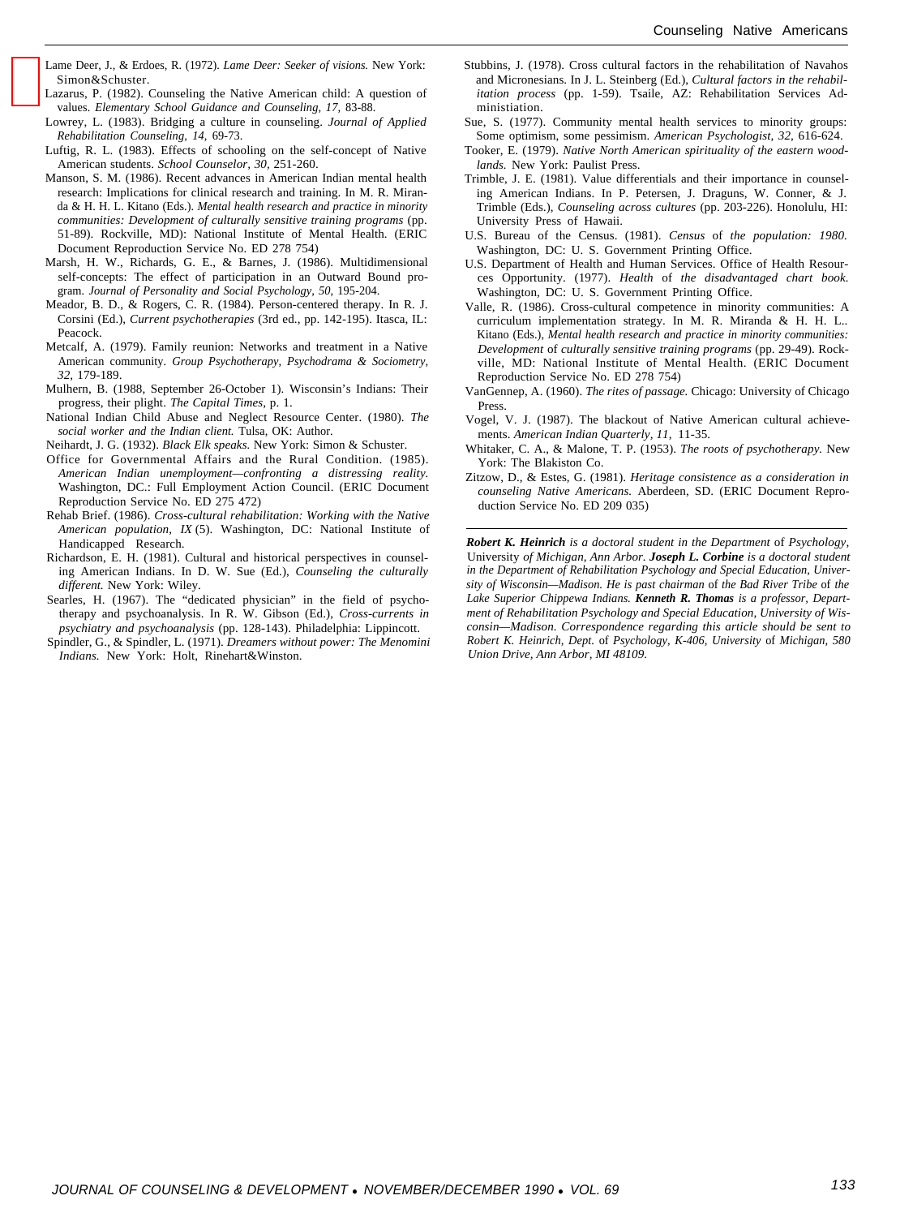Lame Deer, J., & Erdoes, R. (1972). *Lame Deer: Seeker of visions.* New York: Simon&Schuster.

Lazarus, P. (1982). Counseling the Native American child: A question of values. *Elementary School Guidance and Counseling, 17,* 83-88.

Lowrey, L. (1983). Bridging a culture in counseling. *Journal of Applied Rehabilitation Counseling, 14,* 69-73.

Luftig, R. L. (1983). Effects of schooling on the self-concept of Native American students. *School Counselor, 30,* 251-260.

Manson, S. M. (1986). Recent advances in American Indian mental health research: Implications for clinical research and training. In M. R. Miranda & H. H. L. Kitano (Eds.). *Mental health research and practice in minority communities: Development of culturally sensitive training programs* (pp. 51-89). Rockville, MD): National Institute of Mental Health. (ERIC Document Reproduction Service No. ED 278 754)

Marsh, H. W., Richards, G. E., & Barnes, J. (1986). Multidimensional self-concepts: The effect of participation in an Outward Bound program. *Journal of Personality and Social Psychology, 50,* 195-204.

Meador, B. D., & Rogers, C. R. (1984). Person-centered therapy. In R. J. Corsini (Ed.), *Current psychotherapies* (3rd ed., pp. 142-195). Itasca, IL: Peacock.

Metcalf, A. (1979). Family reunion: Networks and treatment in a Native American community. *Group Psychotherapy, Psychodrama & Sociometry, 32,* 179-189.

Mulhern, B. (1988, September 26-October 1). Wisconsin's Indians: Their progress, their plight. *The Capital Times,* p. 1.

National Indian Child Abuse and Neglect Resource Center. (1980). *The social worker and the Indian client.* Tulsa, OK: Author.

Neihardt, J. G. (1932). *Black Elk speaks.* New York: Simon & Schuster.

Office for Governmental Affairs and the Rural Condition. (1985). *American Indian unemployment—confronting a distressing reality.* Washington, DC.: Full Employment Action Council. (ERIC Document Reproduction Service No. ED 275 472)

Rehab Brief. (1986). *Cross-cultural rehabilitation: Working with the Native American population, IX* (5). Washington, DC: National Institute of Handicapped Research.

Richardson, E. H. (1981). Cultural and historical perspectives in counseling American Indians. In D. W. Sue (Ed.), *Counseling the culturally different.* New York: Wiley.

Searles, H. (1967). The "dedicated physician" in the field of psychotherapy and psychoanalysis. In R. W. Gibson (Ed.), *Cross-currents in psychiatry and psychoanalysis* (pp. 128-143). Philadelphia: Lippincott.

Spindler, G., & Spindler, L. (1971). *Dreamers without power: The Menomini Indians.* New York: Holt, Rinehart&Winston.

Stubbins, J. (1978). Cross cultural factors in the rehabilitation of Navahos and Micronesians. In J. L. Steinberg (Ed.), *Cultural factors in the rehabilitation process* (pp. 1-59). Tsaile, AZ: Rehabilitation Services Administiation.

Sue, S. (1977). Community mental health services to minority groups: Some optimism, some pessimism. *American Psychologist, 32,* 616-624.

Tooker, E. (1979). *Native North American spirituality of the eastern woodlands.* New York: Paulist Press.

Trimble, J. E. (1981). Value differentials and their importance in counseling American Indians. In P. Petersen, J. Draguns, W. Conner, & J. Trimble (Eds.), *Counseling across cultures* (pp. 203-226). Honolulu, HI: University Press of Hawaii.

U.S. Bureau of the Census. (1981). *Census of the population: 1980.* Washington, DC: U. S. Government Printing Office.

U.S. Department of Health and Human Services. Office of Health Resources Opportunity. (1977). *Health of the disadvantaged chart book.* Washington, DC: U. S. Government Printing Office.

Valle, R. (1986). Cross-cultural competence in minority communities: A curriculum implementation strategy. In M. R. Miranda & H. H. L. Kitano (Eds.), *Mental health research and practice in minority communities: Development of culturally sensitive training programs* (pp. 29-49). Rockville, MD: National Institute of Mental Health. (ERIC Document Reproduction Service No. ED 278 754)

VanGennep, A. (1960). *The rites of passage.* Chicago: University of Chicago Press.

Vogel, V. J. (1987). The blackout of Native American cultural achievements. *American Indian Quarterly, 11,* 11-35.

Whitaker, C. A., & Malone, T. P. (1953). *The roots of psychotherapy.* New York: The Blakiston Co.

Zitzow, D., & Estes, G. (1981). *Heritage consistence as a consideration in counseling Native Americans.* Aberdeen, SD. (ERIC Document Reproduction Service No. ED 209 035)

---

***Robert K. Heinrich*** *is a doctoral student in the Department of Psychology, University of Michigan, Ann Arbor.* ***Joseph L. Corbine*** *is a doctoral student in the Department of Rehabilitation Psychology and Special Education, University of Wisconsin—Madison. He is past chairman of the Bad River Tribe of the Lake Superior Chippewa Indians.* ***Kenneth R. Thomas*** *is a professor, Department of Rehabilitation Psychology and Special Education, University of Wisconsin—Madison. Correspondence regarding this article should be sent to Robert K. Heinrich, Dept. of Psychology, K-406, University of Michigan, 580 Union Drive, Ann Arbor, MI 48109.*